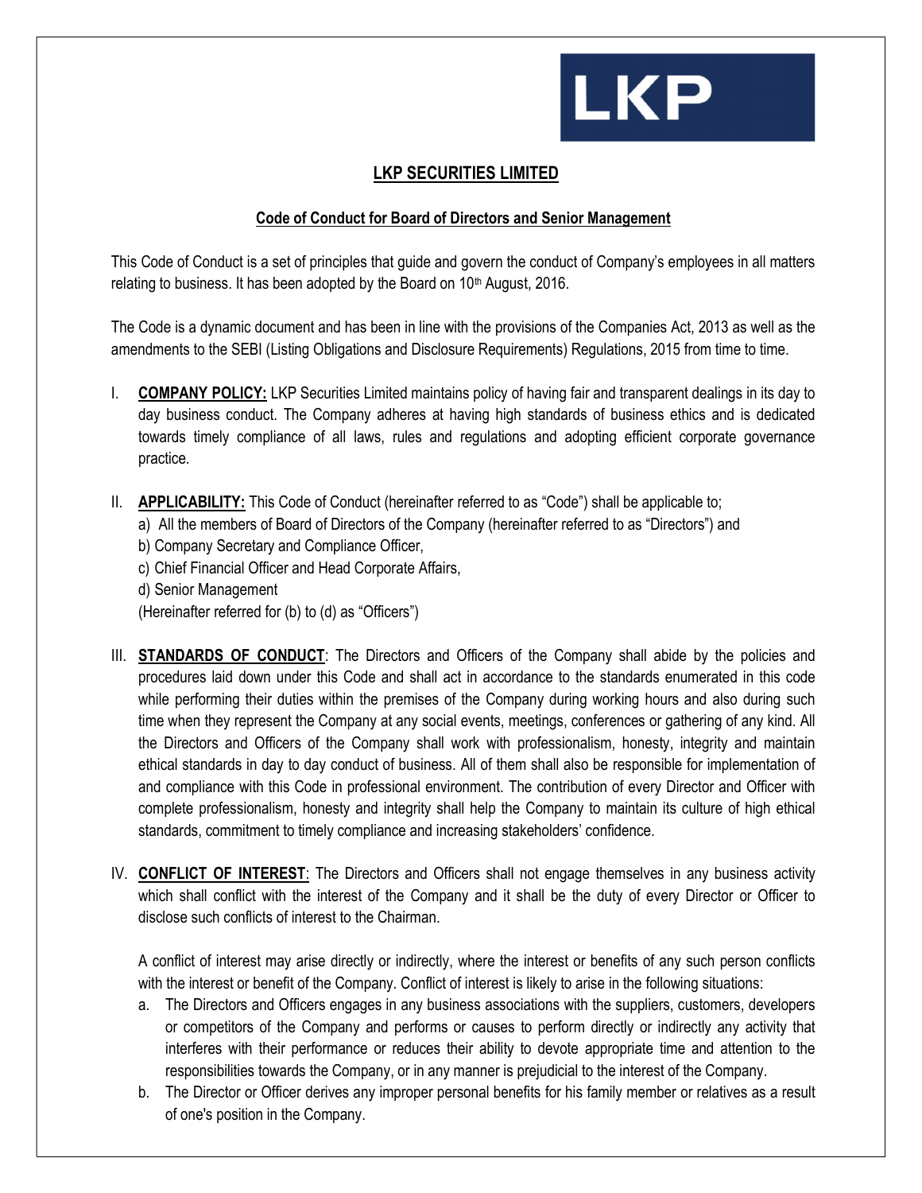LKP

# LKP SECURITIES LIMITED

## Code of Conduct for Board of Directors and Senior Management

This Code of Conduct is a set of principles that guide and govern the conduct of Company's employees in all matters relating to business. It has been adopted by the Board on 10th August, 2016.

The Code is a dynamic document and has been in line with the provisions of the Companies Act, 2013 as well as the amendments to the SEBI (Listing Obligations and Disclosure Requirements) Regulations, 2015 from time to time.

I. **COMPANY POLICY:** LKP Securities Limited maintains policy of having fair and transparent dealings in its day to day business conduct. The Company adheres at having high standards of business ethics and is dedicated towards timely compliance of all laws, rules and regulations and adopting efficient corporate governance practice.

II. **APPLICABILITY:** This Code of Conduct (hereinafter referred to as "Code") shall be applicable to;

   a) All the members of Board of Directors of the Company (hereinafter referred to as "Directors") and
   b) Company Secretary and Compliance Officer,
   c) Chief Financial Officer and Head Corporate Affairs,
   d) Senior Management
   (Hereinafter referred for (b) to (d) as "Officers")

III. **STANDARDS OF CONDUCT**: The Directors and Officers of the Company shall abide by the policies and procedures laid down under this Code and shall act in accordance to the standards enumerated in this code while performing their duties within the premises of the Company during working hours and also during such time when they represent the Company at any social events, meetings, conferences or gathering of any kind. All the Directors and Officers of the Company shall work with professionalism, honesty, integrity and maintain ethical standards in day to day conduct of business. All of them shall also be responsible for implementation of and compliance with this Code in professional environment. The contribution of every Director and Officer with complete professionalism, honesty and integrity shall help the Company to maintain its culture of high ethical standards, commitment to timely compliance and increasing stakeholders' confidence.

IV. **CONFLICT OF INTEREST**: The Directors and Officers shall not engage themselves in any business activity which shall conflict with the interest of the Company and it shall be the duty of every Director or Officer to disclose such conflicts of interest to the Chairman.

   A conflict of interest may arise directly or indirectly, where the interest or benefits of any such person conflicts with the interest or benefit of the Company. Conflict of interest is likely to arise in the following situations:

   a. The Directors and Officers engages in any business associations with the suppliers, customers, developers or competitors of the Company and performs or causes to perform directly or indirectly any activity that interferes with their performance or reduces their ability to devote appropriate time and attention to the responsibilities towards the Company, or in any manner is prejudicial to the interest of the Company.
   b. The Director or Officer derives any improper personal benefits for his family member or relatives as a result of one's position in the Company.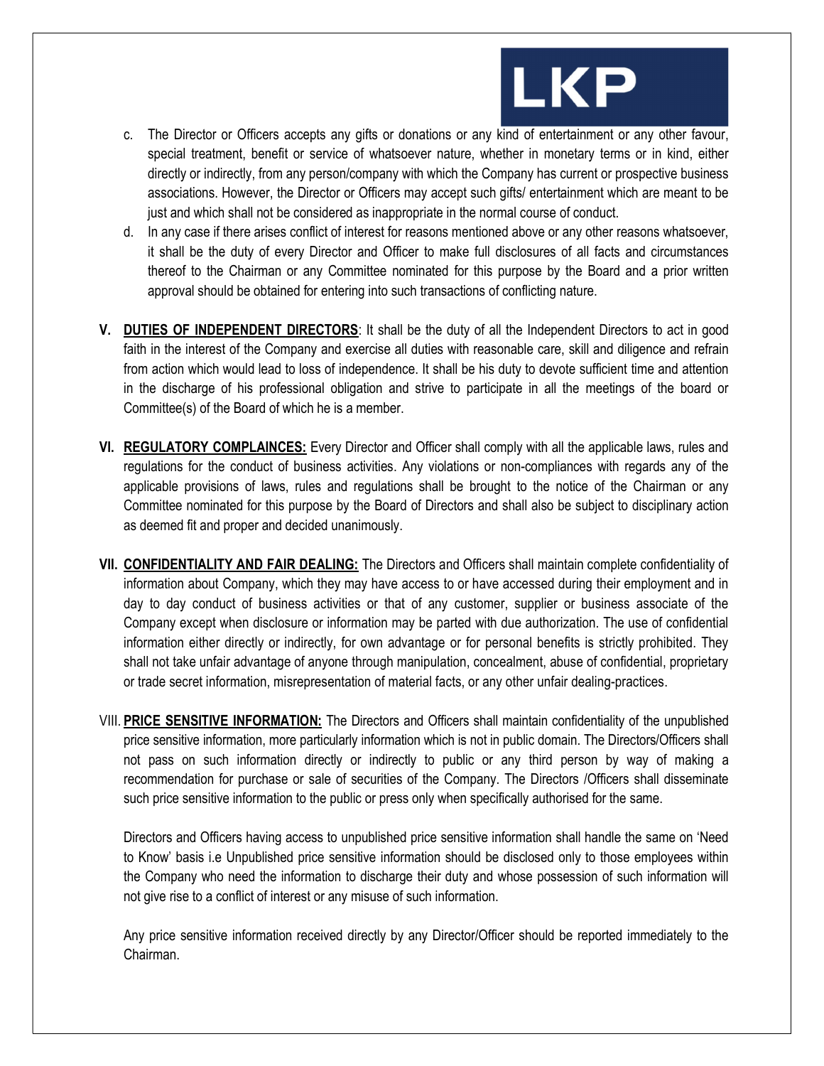c. The Director or Officers accepts any gifts or donations or any kind of entertainment or any other favour, special treatment, benefit or service of whatsoever nature, whether in monetary terms or in kind, either directly or indirectly, from any person/company with which the Company has current or prospective business associations. However, the Director or Officers may accept such gifts/ entertainment which are meant to be just and which shall not be considered as inappropriate in the normal course of conduct.

d. In any case if there arises conflict of interest for reasons mentioned above or any other reasons whatsoever, it shall be the duty of every Director and Officer to make full disclosures of all facts and circumstances thereof to the Chairman or any Committee nominated for this purpose by the Board and a prior written approval should be obtained for entering into such transactions of conflicting nature.

**V. <u>DUTIES OF INDEPENDENT DIRECTORS</u>**: It shall be the duty of all the Independent Directors to act in good faith in the interest of the Company and exercise all duties with reasonable care, skill and diligence and refrain from action which would lead to loss of independence. It shall be his duty to devote sufficient time and attention in the discharge of his professional obligation and strive to participate in all the meetings of the board or Committee(s) of the Board of which he is a member.

**VI. <u>REGULATORY COMPLAINCES:</u>** Every Director and Officer shall comply with all the applicable laws, rules and regulations for the conduct of business activities. Any violations or non-compliances with regards any of the applicable provisions of laws, rules and regulations shall be brought to the notice of the Chairman or any Committee nominated for this purpose by the Board of Directors and shall also be subject to disciplinary action as deemed fit and proper and decided unanimously.

**VII. <u>CONFIDENTIALITY AND FAIR DEALING:</u>** The Directors and Officers shall maintain complete confidentiality of information about Company, which they may have access to or have accessed during their employment and in day to day conduct of business activities or that of any customer, supplier or business associate of the Company except when disclosure or information may be parted with due authorization. The use of confidential information either directly or indirectly, for own advantage or for personal benefits is strictly prohibited. They shall not take unfair advantage of anyone through manipulation, concealment, abuse of confidential, proprietary or trade secret information, misrepresentation of material facts, or any other unfair dealing-practices.

VIII. **<u>PRICE SENSITIVE INFORMATION:</u>** The Directors and Officers shall maintain confidentiality of the unpublished price sensitive information, more particularly information which is not in public domain. The Directors/Officers shall not pass on such information directly or indirectly to public or any third person by way of making a recommendation for purchase or sale of securities of the Company. The Directors /Officers shall disseminate such price sensitive information to the public or press only when specifically authorised for the same.

Directors and Officers having access to unpublished price sensitive information shall handle the same on 'Need to Know' basis i.e Unpublished price sensitive information should be disclosed only to those employees within the Company who need the information to discharge their duty and whose possession of such information will not give rise to a conflict of interest or any misuse of such information.

Any price sensitive information received directly by any Director/Officer should be reported immediately to the Chairman.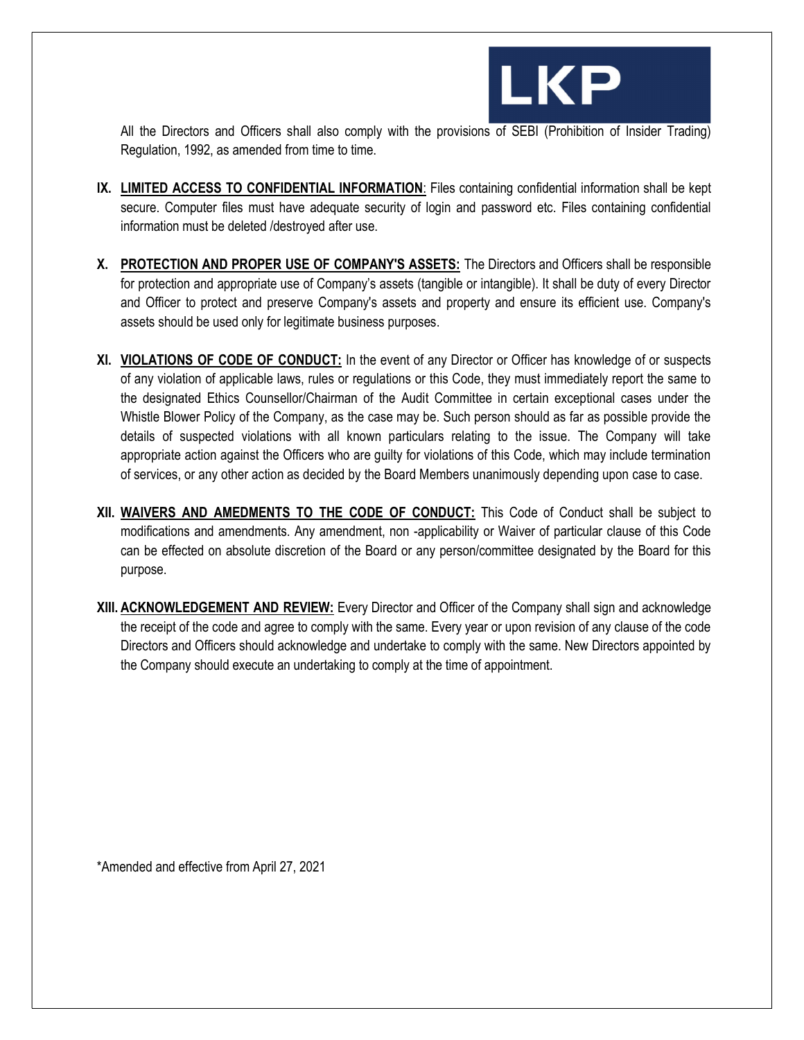All the Directors and Officers shall also comply with the provisions of SEBI (Prohibition of Insider Trading) Regulation, 1992, as amended from time to time.

**IX. LIMITED ACCESS TO CONFIDENTIAL INFORMATION**: Files containing confidential information shall be kept secure. Computer files must have adequate security of login and password etc. Files containing confidential information must be deleted /destroyed after use.

**X. PROTECTION AND PROPER USE OF COMPANY'S ASSETS:** The Directors and Officers shall be responsible for protection and appropriate use of Company's assets (tangible or intangible). It shall be duty of every Director and Officer to protect and preserve Company's assets and property and ensure its efficient use. Company's assets should be used only for legitimate business purposes.

**XI. VIOLATIONS OF CODE OF CONDUCT:** In the event of any Director or Officer has knowledge of or suspects of any violation of applicable laws, rules or regulations or this Code, they must immediately report the same to the designated Ethics Counsellor/Chairman of the Audit Committee in certain exceptional cases under the Whistle Blower Policy of the Company, as the case may be. Such person should as far as possible provide the details of suspected violations with all known particulars relating to the issue. The Company will take appropriate action against the Officers who are guilty for violations of this Code, which may include termination of services, or any other action as decided by the Board Members unanimously depending upon case to case.

**XII. WAIVERS AND AMEDMENTS TO THE CODE OF CONDUCT:** This Code of Conduct shall be subject to modifications and amendments. Any amendment, non -applicability or Waiver of particular clause of this Code can be effected on absolute discretion of the Board or any person/committee designated by the Board for this purpose.

**XIII. ACKNOWLEDGEMENT AND REVIEW:** Every Director and Officer of the Company shall sign and acknowledge the receipt of the code and agree to comply with the same. Every year or upon revision of any clause of the code Directors and Officers should acknowledge and undertake to comply with the same. New Directors appointed by the Company should execute an undertaking to comply at the time of appointment.

*Amended and effective from April 27, 2021